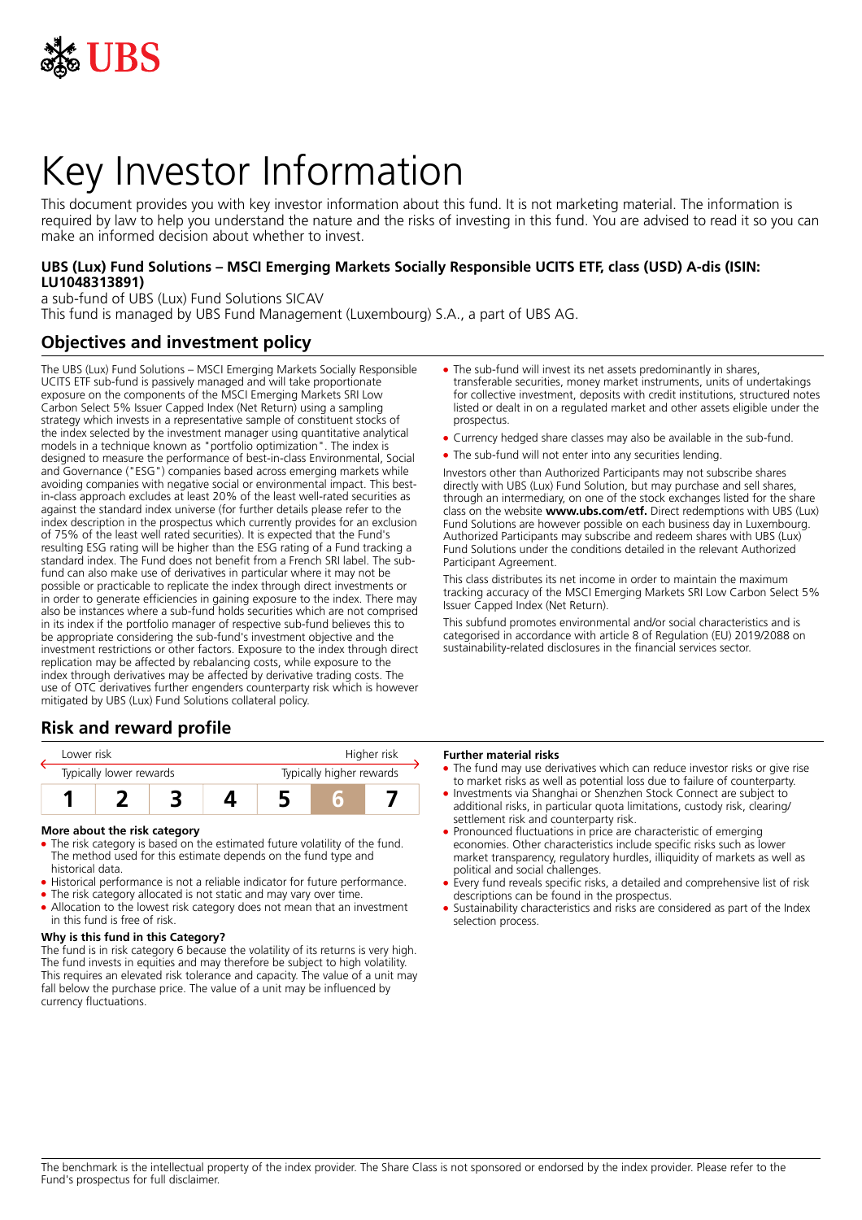# Key Investor Information

This document provides you with key investor information about this fund. It is not marketing material. The information is required by law to help you understand the nature and the risks of investing in this fund. You are advised to read it so you can make an informed decision about whether to invest.

**UBS (Lux) Fund Solutions – MSCI Emerging Markets Socially Responsible UCITS ETF, class (USD) A-dis (ISIN: LU1048313891)**

a sub-fund of UBS (Lux) Fund Solutions SICAV

This fund is managed by UBS Fund Management (Luxembourg) S.A., a part of UBS AG.

## Objectives and investment policy

The UBS (Lux) Fund Solutions – MSCI Emerging Markets Socially Responsible UCITS ETF sub-fund is passively managed and will take proportionate exposure on the components of the MSCI Emerging Markets SRI Low Carbon Select 5% Issuer Capped Index (Net Return) using a sampling strategy which invests in a representative sample of constituent stocks of the index selected by the investment manager using quantitative analytical models in a technique known as "portfolio optimization". The index is designed to measure the performance of best-in-class Environmental, Social and Governance ("ESG") companies based across emerging markets while avoiding companies with negative social or environmental impact. This best-in-class approach excludes at least 20% of the least well-rated securities as against the standard index universe (for further details please refer to the index description in the prospectus which currently provides for an exclusion of 75% of the least well rated securities). It is expected that the Fund's resulting ESG rating will be higher than the ESG rating of a Fund tracking a standard index. The Fund does not benefit from a French SRI label. The sub-fund can also make use of derivatives in particular where it may not be possible or practicable to replicate the index through direct investments or in order to generate efficiencies in gaining exposure to the index. There may also be instances where a sub-fund holds securities which are not comprised in its index if the portfolio manager of respective sub-fund believes this to be appropriate considering the sub-fund's investment objective and the investment restrictions or other factors. Exposure to the index through direct replication may be affected by rebalancing costs, while exposure to the index through derivatives may be affected by derivative trading costs. The use of OTC derivatives further engenders counterparty risk which is however mitigated by UBS (Lux) Fund Solutions collateral policy.

- The sub-fund will invest its net assets predominantly in shares, transferable securities, money market instruments, units of undertakings for collective investment, deposits with credit institutions, structured notes listed or dealt in on a regulated market and other assets eligible under the prospectus.
- Currency hedged share classes may also be available in the sub-fund.
- The sub-fund will not enter into any securities lending.

Investors other than Authorized Participants may not subscribe shares directly with UBS (Lux) Fund Solution, but may purchase and sell shares, through an intermediary, on one of the stock exchanges listed for the share class on the website **www.ubs.com/etf.** Direct redemptions with UBS (Lux) Fund Solutions are however possible on each business day in Luxembourg. Authorized Participants may subscribe and redeem shares with UBS (Lux) Fund Solutions under the conditions detailed in the relevant Authorized Participant Agreement.

This class distributes its net income in order to maintain the maximum tracking accuracy of the MSCI Emerging Markets SRI Low Carbon Select 5% Issuer Capped Index (Net Return).

This subfund promotes environmental and/or social characteristics and is categorised in accordance with article 8 of Regulation (EU) 2019/2088 on sustainability-related disclosures in the financial services sector.

## Risk and reward profile

| Lower risk | | | | | | Higher risk |
|---|---|---|---|---|---|---|
| Typically lower rewards | | | | | | Typically higher rewards |
| 1 | 2 | 3 | 4 | 5 | **6** | 7 |

### More about the risk category

- The risk category is based on the estimated future volatility of the fund. The method used for this estimate depends on the fund type and historical data.
- Historical performance is not a reliable indicator for future performance.
- The risk category allocated is not static and may vary over time.
- Allocation to the lowest risk category does not mean that an investment in this fund is free of risk.

### Why is this fund in this Category?

The fund is in risk category 6 because the volatility of its returns is very high. The fund invests in equities and may therefore be subject to high volatility. This requires an elevated risk tolerance and capacity. The value of a unit may fall below the purchase price. The value of a unit may be influenced by currency fluctuations.

### Further material risks

- The fund may use derivatives which can reduce investor risks or give rise to market risks as well as potential loss due to failure of counterparty.
- Investments via Shanghai or Shenzhen Stock Connect are subject to additional risks, in particular quota limitations, custody risk, clearing/settlement risk and counterparty risk.
- Pronounced fluctuations in price are characteristic of emerging economies. Other characteristics include specific risks such as lower market transparency, regulatory hurdles, illiquidity of markets as well as political and social challenges.
- Every fund reveals specific risks, a detailed and comprehensive list of risk descriptions can be found in the prospectus.
- Sustainability characteristics and risks are considered as part of the Index selection process.

The benchmark is the intellectual property of the index provider. The Share Class is not sponsored or endorsed by the index provider. Please refer to the Fund's prospectus for full disclaimer.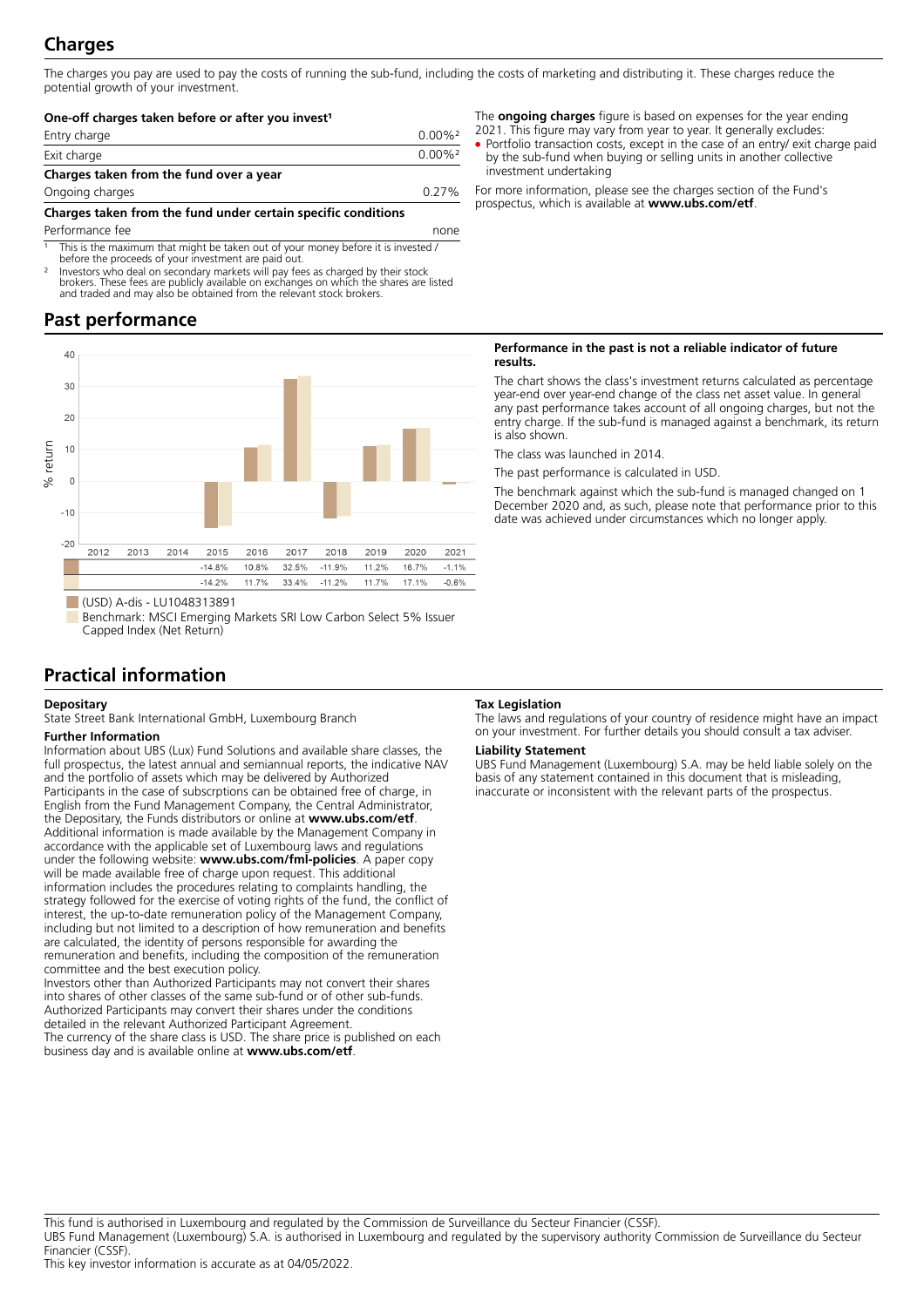## Charges

The charges you pay are used to pay the costs of running the sub-fund, including the costs of marketing and distributing it. These charges reduce the potential growth of your investment.

| | |
|---|---|
| **One-off charges taken before or after you invest**[1] | |
| Entry charge | 0.00%[2] |
| Exit charge | 0.00%[2] |
| **Charges taken from the fund over a year** | |
| Ongoing charges | 0.27% |
| **Charges taken from the fund under certain specific conditions** | |
| Performance fee | none |

[1] This is the maximum that might be taken out of your money before it is invested / before the proceeds of your investment are paid out.

[2] Investors who deal on secondary markets will pay fees as charged by their stock brokers. These fees are publicly available on exchanges on which the shares are listed and traded and may also be obtained from the relevant stock brokers.

The **ongoing charges** figure is based on expenses for the year ending 2021. This figure may vary from year to year. It generally excludes:

- Portfolio transaction costs, except in the case of an entry/ exit charge paid by the sub-fund when buying or selling units in another collective investment undertaking

For more information, please see the charges section of the Fund's prospectus, which is available at **www.ubs.com/etf**.

## Past performance

% return

40
30
20
10
0
-10
-20

2012 2013 2014 2015 2016 2017 2018 2019 2020 2021

-14.8% 10.8% 32.5% -11.9% 11.2% 16.7% -1.1%

-14.2% 11.7% 33.4% -11.2% 11.7% 17.1% -0.6%

(USD) A-dis - LU1048313891

Benchmark: MSCI Emerging Markets SRI Low Carbon Select 5% Issuer Capped Index (Net Return)

**Performance in the past is not a reliable indicator of future results.**

The chart shows the class's investment returns calculated as percentage year-end over year-end change of the class net asset value. In general any past performance takes account of all ongoing charges, but not the entry charge. If the sub-fund is managed against a benchmark, its return is also shown.

The class was launched in 2014.

The past performance is calculated in USD.

The benchmark against which the sub-fund is managed changed on 1 December 2020 and, as such, please note that performance prior to this date was achieved under circumstances which no longer apply.

## Practical information

**Depositary**

State Street Bank International GmbH, Luxembourg Branch

**Further Information**

Information about UBS (Lux) Fund Solutions and available share classes, the full prospectus, the latest annual and semiannual reports, the indicative NAV and the portfolio of assets which may be delivered by Authorized Participants in the case of subscrptions can be obtained free of charge, in English from the Fund Management Company, the Central Administrator, the Depositary, the Funds distributors or online at **www.ubs.com/etf**. Additional information is made available by the Management Company in accordance with the applicable set of Luxembourg laws and regulations under the following website: **www.ubs.com/fml-policies**. A paper copy will be made available free of charge upon request. This additional information includes the procedures relating to complaints handling, the strategy followed for the exercise of voting rights of the fund, the conflict of interest, the up-to-date remuneration policy of the Management Company, including but not limited to a description of how remuneration and benefits are calculated, the identity of persons responsible for awarding the remuneration and benefits, including the composition of the remuneration committee and the best execution policy.

Investors other than Authorized Participants may not convert their shares into shares of other classes of the same sub-fund or of other sub-funds. Authorized Participants may convert their shares under the conditions detailed in the relevant Authorized Participant Agreement.

The currency of the share class is USD. The share price is published on each business day and is available online at **www.ubs.com/etf**.

**Tax Legislation**

The laws and regulations of your country of residence might have an impact on your investment. For further details you should consult a tax adviser.

**Liability Statement**

UBS Fund Management (Luxembourg) S.A. may be held liable solely on the basis of any statement contained in this document that is misleading, inaccurate or inconsistent with the relevant parts of the prospectus.

This fund is authorised in Luxembourg and regulated by the Commission de Surveillance du Secteur Financier (CSSF).

UBS Fund Management (Luxembourg) S.A. is authorised in Luxembourg and regulated by the supervisory authority Commission de Surveillance du Secteur Financier (CSSF).

This key investor information is accurate as at 04/05/2022.